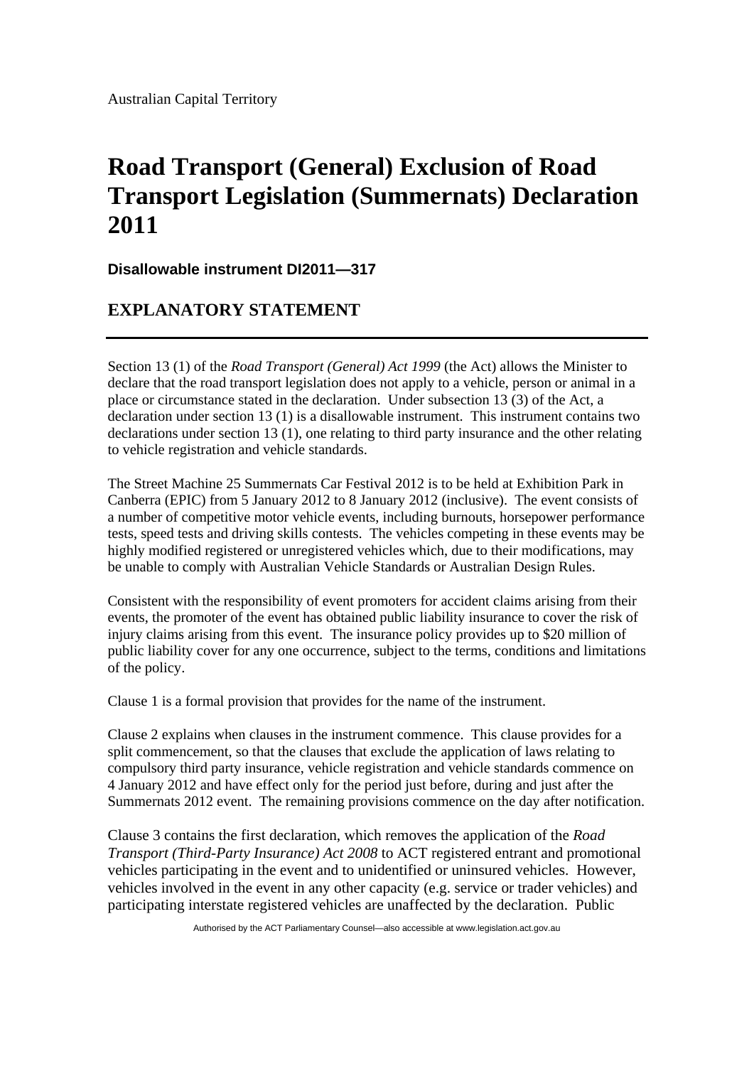Australian Capital Territory

# Road Transport (General) Exclusion of Road Transport Legislation (Summernats) Declaration 2011

**Disallowable instrument DI2011—317**

## EXPLANATORY STATEMENT

Section 13 (1) of the *Road Transport (General) Act 1999* (the Act) allows the Minister to declare that the road transport legislation does not apply to a vehicle, person or animal in a place or circumstance stated in the declaration. Under subsection 13 (3) of the Act, a declaration under section 13 (1) is a disallowable instrument. This instrument contains two declarations under section 13 (1), one relating to third party insurance and the other relating to vehicle registration and vehicle standards.

The Street Machine 25 Summernats Car Festival 2012 is to be held at Exhibition Park in Canberra (EPIC) from 5 January 2012 to 8 January 2012 (inclusive). The event consists of a number of competitive motor vehicle events, including burnouts, horsepower performance tests, speed tests and driving skills contests. The vehicles competing in these events may be highly modified registered or unregistered vehicles which, due to their modifications, may be unable to comply with Australian Vehicle Standards or Australian Design Rules.

Consistent with the responsibility of event promoters for accident claims arising from their events, the promoter of the event has obtained public liability insurance to cover the risk of injury claims arising from this event. The insurance policy provides up to $20 million of public liability cover for any one occurrence, subject to the terms, conditions and limitations of the policy.

Clause 1 is a formal provision that provides for the name of the instrument.

Clause 2 explains when clauses in the instrument commence. This clause provides for a split commencement, so that the clauses that exclude the application of laws relating to compulsory third party insurance, vehicle registration and vehicle standards commence on 4 January 2012 and have effect only for the period just before, during and just after the Summernats 2012 event. The remaining provisions commence on the day after notification.

Clause 3 contains the first declaration, which removes the application of the *Road Transport (Third-Party Insurance) Act 2008* to ACT registered entrant and promotional vehicles participating in the event and to unidentified or uninsured vehicles. However, vehicles involved in the event in any other capacity (e.g. service or trader vehicles) and participating interstate registered vehicles are unaffected by the declaration. Public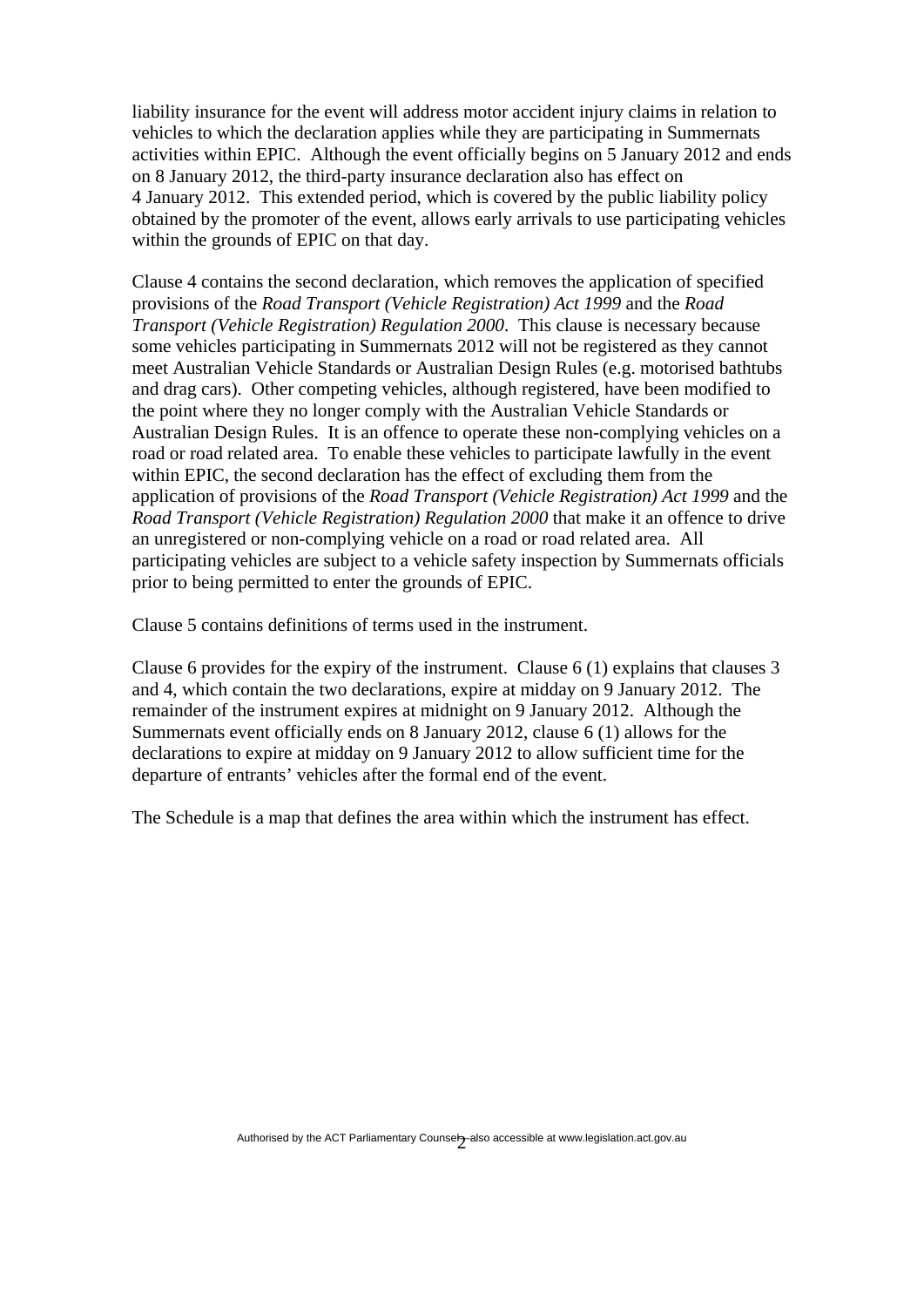liability insurance for the event will address motor accident injury claims in relation to vehicles to which the declaration applies while they are participating in Summernats activities within EPIC. Although the event officially begins on 5 January 2012 and ends on 8 January 2012, the third-party insurance declaration also has effect on 4 January 2012. This extended period, which is covered by the public liability policy obtained by the promoter of the event, allows early arrivals to use participating vehicles within the grounds of EPIC on that day.

Clause 4 contains the second declaration, which removes the application of specified provisions of the *Road Transport (Vehicle Registration) Act 1999* and the *Road Transport (Vehicle Registration) Regulation 2000*. This clause is necessary because some vehicles participating in Summernats 2012 will not be registered as they cannot meet Australian Vehicle Standards or Australian Design Rules (e.g. motorised bathtubs and drag cars). Other competing vehicles, although registered, have been modified to the point where they no longer comply with the Australian Vehicle Standards or Australian Design Rules. It is an offence to operate these non-complying vehicles on a road or road related area. To enable these vehicles to participate lawfully in the event within EPIC, the second declaration has the effect of excluding them from the application of provisions of the *Road Transport (Vehicle Registration) Act 1999* and the *Road Transport (Vehicle Registration) Regulation 2000* that make it an offence to drive an unregistered or non-complying vehicle on a road or road related area. All participating vehicles are subject to a vehicle safety inspection by Summernats officials prior to being permitted to enter the grounds of EPIC.

Clause 5 contains definitions of terms used in the instrument.

Clause 6 provides for the expiry of the instrument. Clause 6 (1) explains that clauses 3 and 4, which contain the two declarations, expire at midday on 9 January 2012. The remainder of the instrument expires at midnight on 9 January 2012. Although the Summernats event officially ends on 8 January 2012, clause 6 (1) allows for the declarations to expire at midday on 9 January 2012 to allow sufficient time for the departure of entrants' vehicles after the formal end of the event.

The Schedule is a map that defines the area within which the instrument has effect.